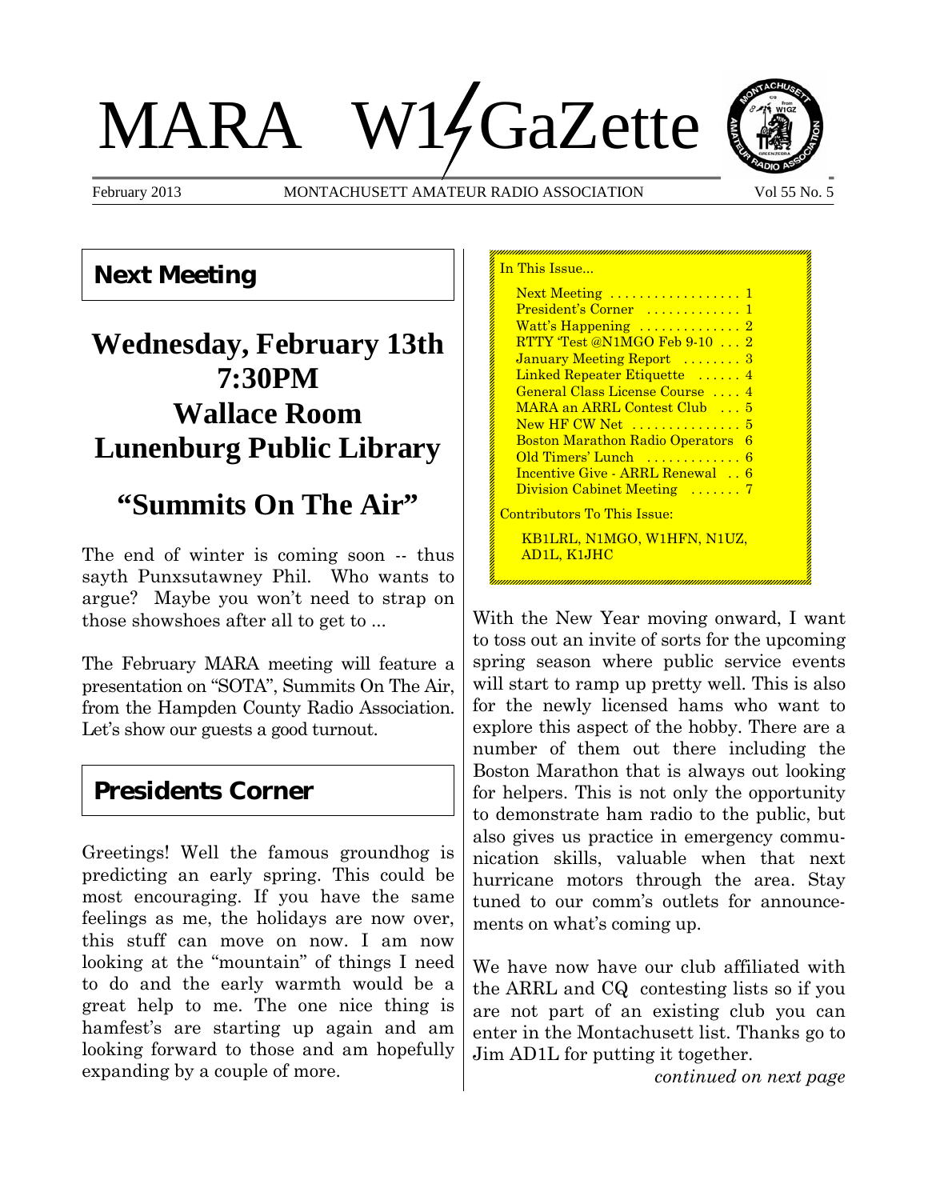# MARA W1GaZette

February 2013 MONTACHUSETT AMATEUR RADIO ASSOCIATION Vol 55 No. 5

## Next Meeting

# Wednesday, February 13th 7:30PM Wallace Room Lunenburg Public Library

# "Summits On The Air"

The end of winter is coming soon -- thus sayth Punxsutawney Phil. Who wants to argue? Maybe you won't need to strap on those showshoes after all to get to ...

The February MARA meeting will feature a presentation on "SOTA", Summits On The Air, from the Hampden County Radio Association. Let's show our guests a good turnout.

## Presidents Corner

Greetings! Well the famous groundhog is predicting an early spring. This could be most encouraging. If you have the same feelings as me, the holidays are now over, this stuff can move on now. I am now looking at the "mountain" of things I need to do and the early warmth would be a great help to me. The one nice thing is hamfest's are starting up again and am looking forward to those and am hopefully expanding by a couple of more.

With the New Year moving onward, I want to toss out an invite of sorts for the upcoming spring season where public service events will start to ramp up pretty well. This is also for the newly licensed hams who want to explore this aspect of the hobby. There are a number of them out there including the Boston Marathon that is always out looking for helpers. This is not only the opportunity to demonstrate ham radio to the public, but also gives us practice in emergency communication skills, valuable when that next hurricane motors through the area. Stay tuned to our comm's outlets for announcements on what's coming up.

We have now have our club affiliated with the ARRL and CQ contesting lists so if you are not part of an existing club you can enter in the Montachusett list. Thanks go to Jim AD1L for putting it together.

*continued on next page*

In This Issue...

- Next Meeting ... 1
- President's Corner ... 1
- Watt's Happening ... 2
- RTTY 'Test @N1MGO Feb 9-10 ... 2
- January Meeting Report ... 3
- Linked Repeater Etiquette ... 4
- General Class License Course ... 4
- MARA an ARRL Contest Club ... 5
- New HF CW Net ... 5
- Boston Marathon Radio Operators 6
- Old Timers' Lunch ... 6
- Incentive Give - ARRL Renewal .. 6
- Division Cabinet Meeting ... 7

Contributors To This Issue:

KB1LRL, N1MGO, W1HFN, N1UZ, AD1L, K1JHC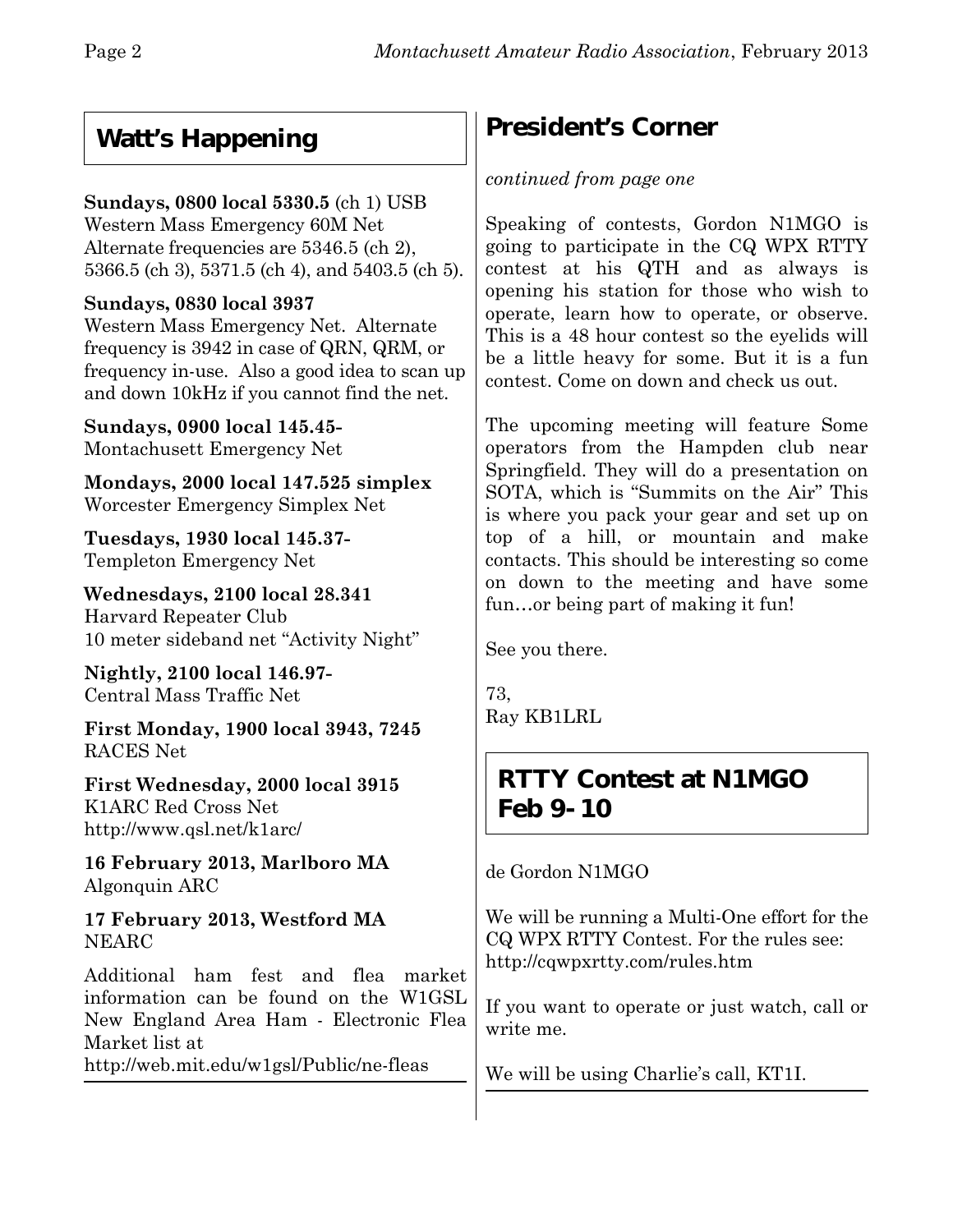## Watt's Happening

**Sundays, 0800 local 5330.5** (ch 1) USB
Western Mass Emergency 60M Net
Alternate frequencies are 5346.5 (ch 2), 5366.5 (ch 3), 5371.5 (ch 4), and 5403.5 (ch 5).

**Sundays, 0830 local 3937**
Western Mass Emergency Net. Alternate frequency is 3942 in case of QRN, QRM, or frequency in-use. Also a good idea to scan up and down 10kHz if you cannot find the net.

**Sundays, 0900 local 145.45-**
Montachusett Emergency Net

**Mondays, 2000 local 147.525 simplex**
Worcester Emergency Simplex Net

**Tuesdays, 1930 local 145.37-**
Templeton Emergency Net

**Wednesdays, 2100 local 28.341**
Harvard Repeater Club
10 meter sideband net "Activity Night"

**Nightly, 2100 local 146.97-**
Central Mass Traffic Net

**First Monday, 1900 local 3943, 7245**
RACES Net

**First Wednesday, 2000 local 3915**
K1ARC Red Cross Net
http://www.qsl.net/k1arc/

**16 February 2013, Marlboro MA**
Algonquin ARC

**17 February 2013, Westford MA**
NEARC

Additional ham fest and flea market information can be found on the W1GSL New England Area Ham - Electronic Flea Market list at
http://web.mit.edu/w1gsl/Public/ne-fleas

## President's Corner

*continued from page one*

Speaking of contests, Gordon N1MGO is going to participate in the CQ WPX RTTY contest at his QTH and as always is opening his station for those who wish to operate, learn how to operate, or observe. This is a 48 hour contest so the eyelids will be a little heavy for some. But it is a fun contest. Come on down and check us out.

The upcoming meeting will feature Some operators from the Hampden club near Springfield. They will do a presentation on SOTA, which is "Summits on the Air" This is where you pack your gear and set up on top of a hill, or mountain and make contacts. This should be interesting so come on down to the meeting and have some fun…or being part of making it fun!

See you there.

73,
Ray KB1LRL

## RTTY Contest at N1MGO Feb 9-10

de Gordon N1MGO

We will be running a Multi-One effort for the CQ WPX RTTY Contest. For the rules see:
http://cqwpxrtty.com/rules.htm

If you want to operate or just watch, call or write me.

We will be using Charlie's call, KT1I.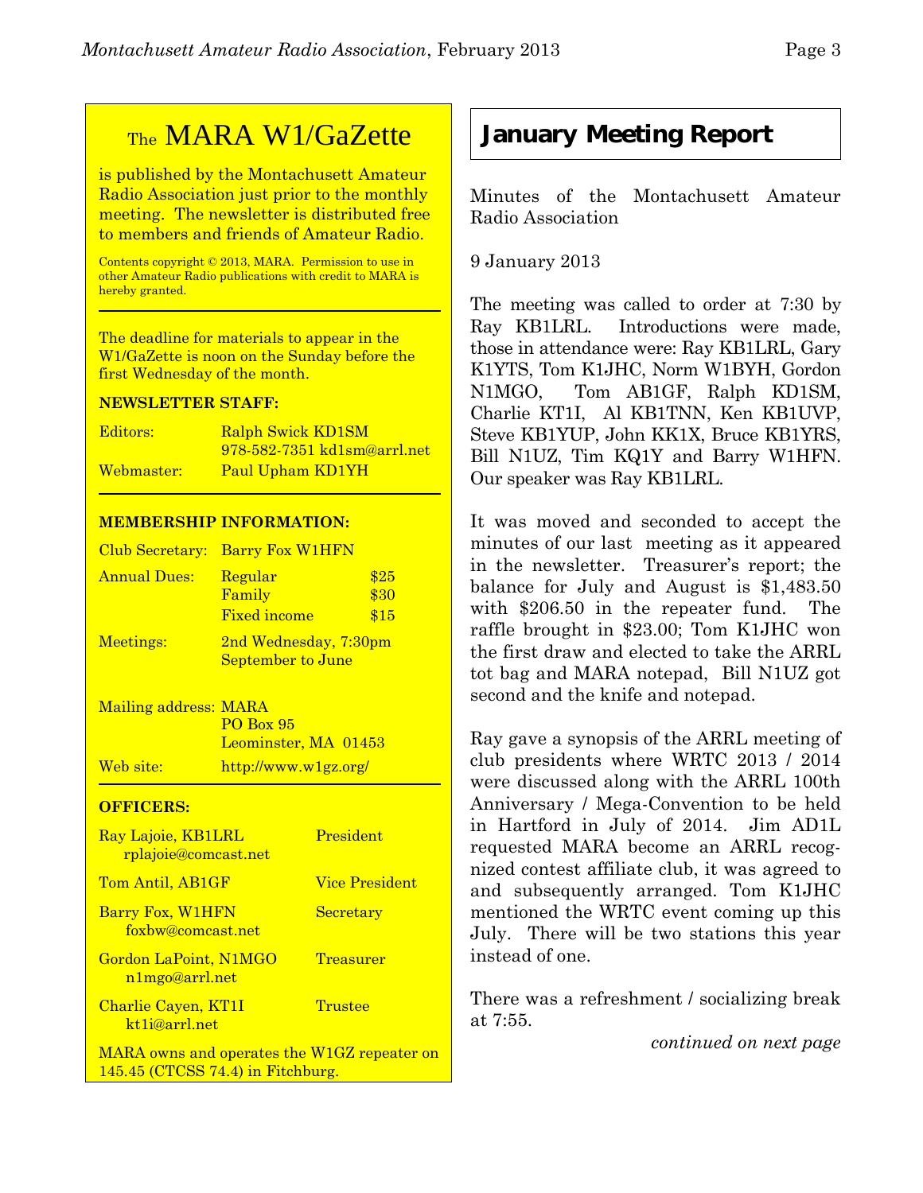## The MARA W1/GaZette

is published by the Montachusett Amateur Radio Association just prior to the monthly meeting. The newsletter is distributed free to members and friends of Amateur Radio.

Contents copyright © 2013, MARA. Permission to use in other Amateur Radio publications with credit to MARA is hereby granted.

The deadline for materials to appear in the W1/GaZette is noon on the Sunday before the first Wednesday of the month.

**NEWSLETTER STAFF:**

| | |
|---|---|
| Editors: | Ralph Swick KD1SM<br>978-582-7351 kd1sm@arrl.net |
| Webmaster: | Paul Upham KD1YH |

**MEMBERSHIP INFORMATION:**

| | | |
|---|---|---|
| Club Secretary: | Barry Fox W1HFN | |
| Annual Dues: | Regular | $25 |
| | Family | $30 |
| | Fixed income | $15 |
| Meetings: | 2nd Wednesday, 7:30pm<br>September to June | |
| Mailing address: | MARA<br>PO Box 95<br>Leominster, MA 01453 | |
| Web site: | http://www.w1gz.org/ | |

**OFFICERS:**

| | |
|---|---|
| Ray Lajoie, KB1LRL<br>rplajoie@comcast.net | President |
| Tom Antil, AB1GF | Vice President |
| Barry Fox, W1HFN<br>foxbw@comcast.net | Secretary |
| Gordon LaPoint, N1MGO<br>n1mgo@arrl.net | Treasurer |
| Charlie Cayen, KT1I<br>kt1i@arrl.net | Trustee |

MARA owns and operates the W1GZ repeater on 145.45 (CTCSS 74.4) in Fitchburg.

## January Meeting Report

Minutes of the Montachusett Amateur Radio Association

9 January 2013

The meeting was called to order at 7:30 by Ray KB1LRL. Introductions were made, those in attendance were: Ray KB1LRL, Gary K1YTS, Tom K1JHC, Norm W1BYH, Gordon N1MGO, Tom AB1GF, Ralph KD1SM, Charlie KT1I, Al KB1TNN, Ken KB1UVP, Steve KB1YUP, John KK1X, Bruce KB1YRS, Bill N1UZ, Tim KQ1Y and Barry W1HFN. Our speaker was Ray KB1LRL.

It was moved and seconded to accept the minutes of our last meeting as it appeared in the newsletter. Treasurer's report; the balance for July and August is $1,483.50 with $206.50 in the repeater fund. The raffle brought in $23.00; Tom K1JHC won the first draw and elected to take the ARRL tot bag and MARA notepad, Bill N1UZ got second and the knife and notepad.

Ray gave a synopsis of the ARRL meeting of club presidents where WRTC 2013 / 2014 were discussed along with the ARRL 100th Anniversary / Mega-Convention to be held in Hartford in July of 2014. Jim AD1L requested MARA become an ARRL recognized contest affiliate club, it was agreed to and subsequently arranged. Tom K1JHC mentioned the WRTC event coming up this July. There will be two stations this year instead of one.

There was a refreshment / socializing break at 7:55.

*continued on next page*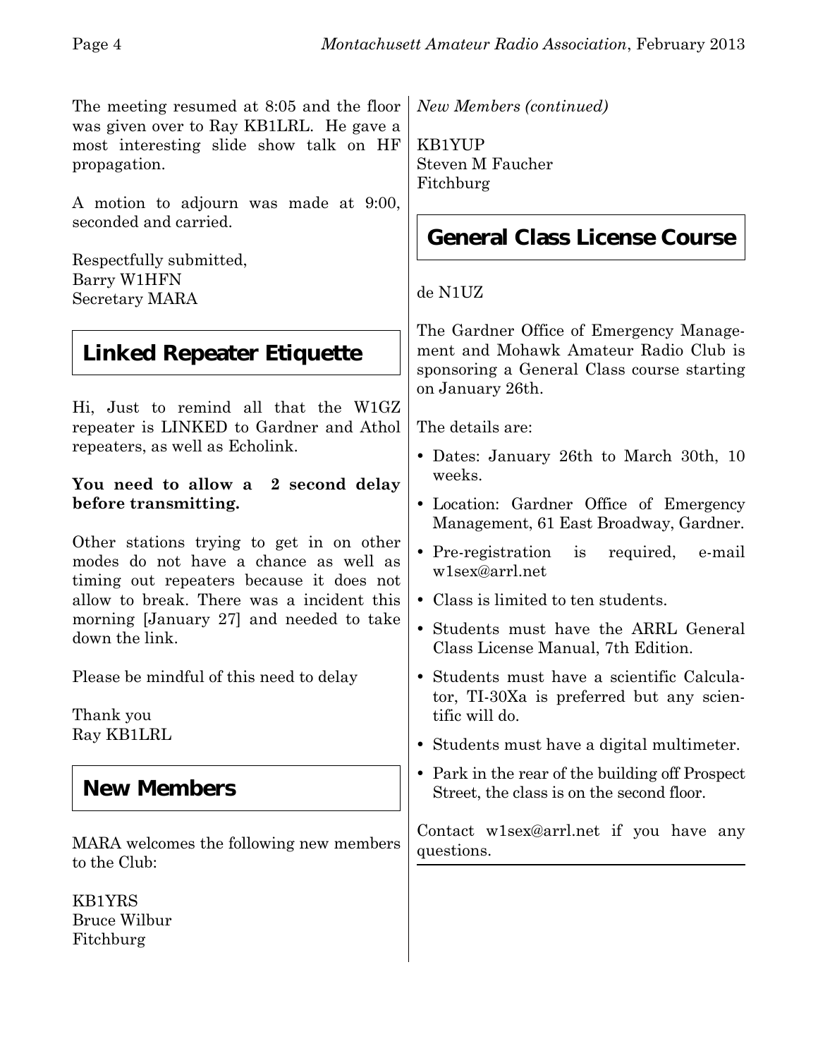The meeting resumed at 8:05 and the floor was given over to Ray KB1LRL. He gave a most interesting slide show talk on HF propagation.

A motion to adjourn was made at 9:00, seconded and carried.

Respectfully submitted,
Barry W1HFN
Secretary MARA

## Linked Repeater Etiquette

Hi, Just to remind all that the W1GZ repeater is LINKED to Gardner and Athol repeaters, as well as Echolink.

**You need to allow a 2 second delay before transmitting.**

Other stations trying to get in on other modes do not have a chance as well as timing out repeaters because it does not allow to break. There was a incident this morning [January 27] and needed to take down the link.

Please be mindful of this need to delay

Thank you
Ray KB1LRL

## New Members

MARA welcomes the following new members to the Club:

KB1YRS
Bruce Wilbur
Fitchburg

*New Members (continued)*

KB1YUP
Steven M Faucher
Fitchburg

## General Class License Course

de N1UZ

The Gardner Office of Emergency Management and Mohawk Amateur Radio Club is sponsoring a General Class course starting on January 26th.

The details are:

- Dates: January 26th to March 30th, 10 weeks.
- Location: Gardner Office of Emergency Management, 61 East Broadway, Gardner.
- Pre-registration is required, e-mail w1sex@arrl.net
- Class is limited to ten students.
- Students must have the ARRL General Class License Manual, 7th Edition.
- Students must have a scientific Calculator, TI-30Xa is preferred but any scientific will do.
- Students must have a digital multimeter.
- Park in the rear of the building off Prospect Street, the class is on the second floor.

Contact w1sex@arrl.net if you have any questions.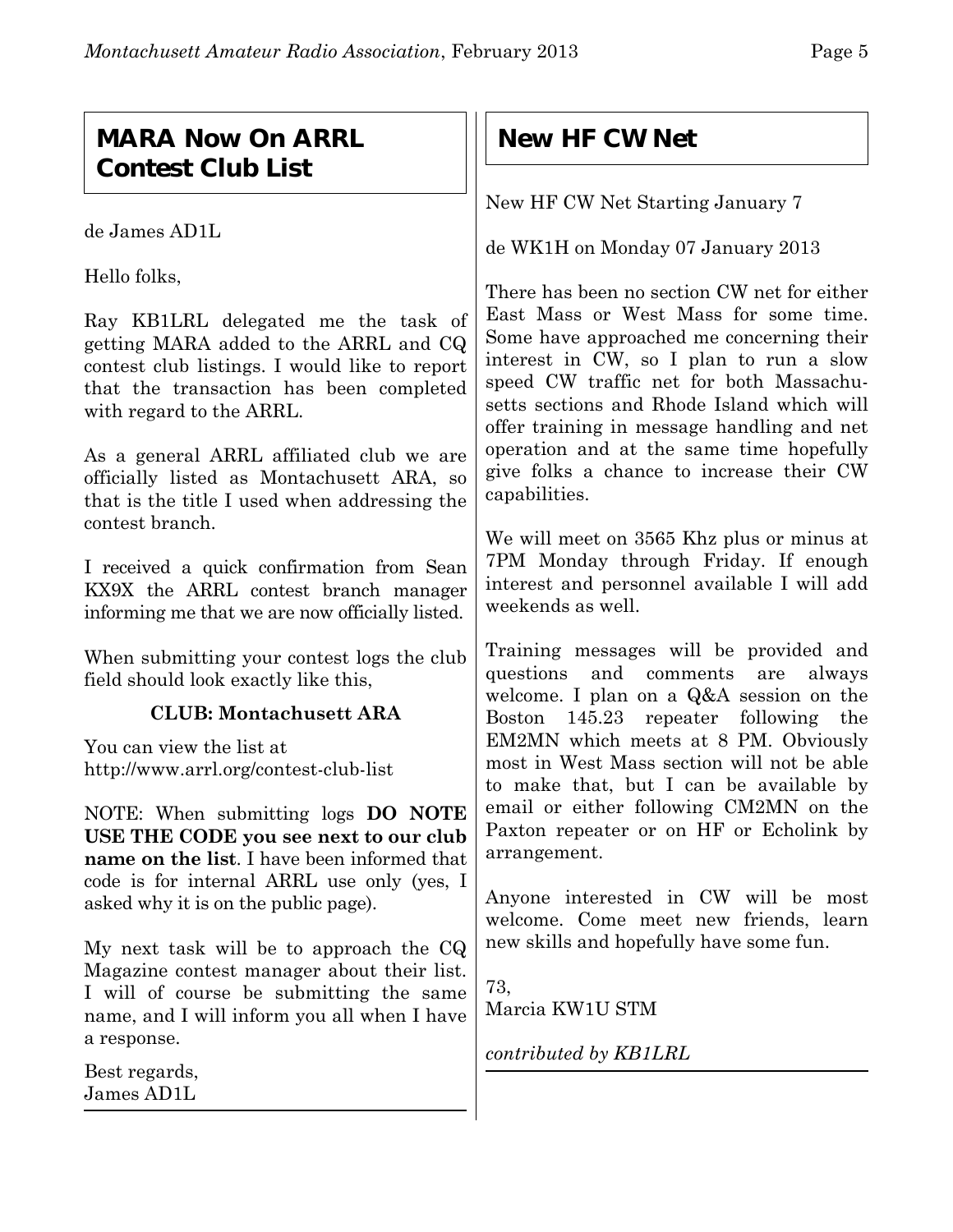## MARA Now On ARRL Contest Club List

de James AD1L

Hello folks,

Ray KB1LRL delegated me the task of getting MARA added to the ARRL and CQ contest club listings. I would like to report that the transaction has been completed with regard to the ARRL.

As a general ARRL affiliated club we are officially listed as Montachusett ARA, so that is the title I used when addressing the contest branch.

I received a quick confirmation from Sean KX9X the ARRL contest branch manager informing me that we are now officially listed.

When submitting your contest logs the club field should look exactly like this,

**CLUB: Montachusett ARA**

You can view the list at
http://www.arrl.org/contest-club-list

NOTE: When submitting logs **DO NOTE USE THE CODE you see next to our club name on the list**. I have been informed that code is for internal ARRL use only (yes, I asked why it is on the public page).

My next task will be to approach the CQ Magazine contest manager about their list. I will of course be submitting the same name, and I will inform you all when I have a response.

Best regards,
James AD1L

## New HF CW Net

New HF CW Net Starting January 7

de WK1H on Monday 07 January 2013

There has been no section CW net for either East Mass or West Mass for some time. Some have approached me concerning their interest in CW, so I plan to run a slow speed CW traffic net for both Massachusetts sections and Rhode Island which will offer training in message handling and net operation and at the same time hopefully give folks a chance to increase their CW capabilities.

We will meet on 3565 Khz plus or minus at 7PM Monday through Friday. If enough interest and personnel available I will add weekends as well.

Training messages will be provided and questions and comments are always welcome. I plan on a Q&A session on the Boston 145.23 repeater following the EM2MN which meets at 8 PM. Obviously most in West Mass section will not be able to make that, but I can be available by email or either following CM2MN on the Paxton repeater or on HF or Echolink by arrangement.

Anyone interested in CW will be most welcome. Come meet new friends, learn new skills and hopefully have some fun.

73,
Marcia KW1U STM

*contributed by KB1LRL*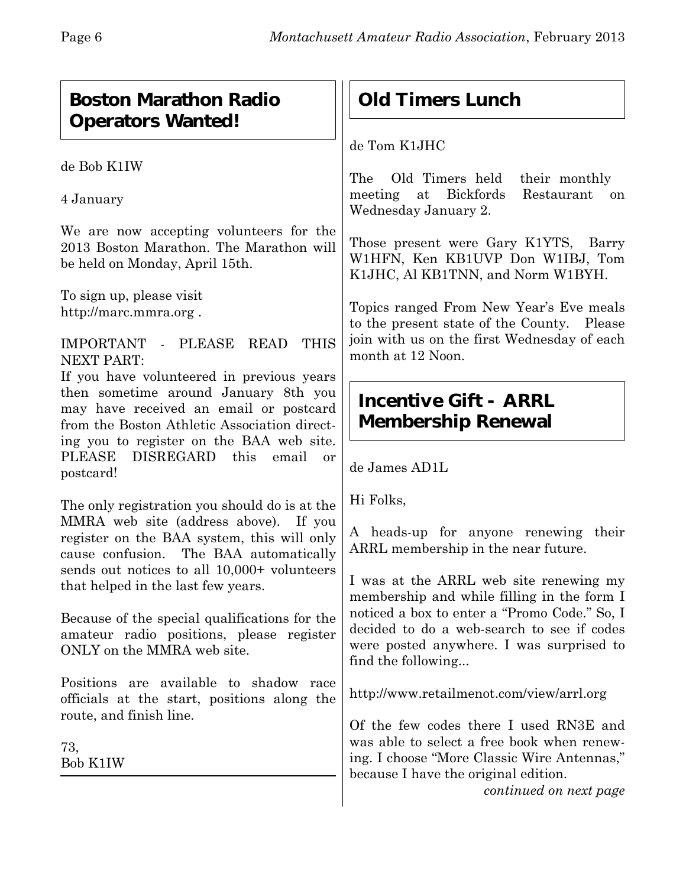## Boston Marathon Radio Operators Wanted!

de Bob K1IW

4 January

We are now accepting volunteers for the 2013 Boston Marathon. The Marathon will be held on Monday, April 15th.

To sign up, please visit http://marc.mmra.org .

IMPORTANT - PLEASE READ THIS NEXT PART:
If you have volunteered in previous years then sometime around January 8th you may have received an email or postcard from the Boston Athletic Association directing you to register on the BAA web site. PLEASE DISREGARD this email or postcard!

The only registration you should do is at the MMRA web site (address above). If you register on the BAA system, this will only cause confusion. The BAA automatically sends out notices to all 10,000+ volunteers that helped in the last few years.

Because of the special qualifications for the amateur radio positions, please register ONLY on the MMRA web site.

Positions are available to shadow race officials at the start, positions along the route, and finish line.

73,
Bob K1IW

## Old Timers Lunch

de Tom K1JHC

The Old Timers held their monthly meeting at Bickfords Restaurant on Wednesday January 2.

Those present were Gary K1YTS, Barry W1HFN, Ken KB1UVP Don W1IBJ, Tom K1JHC, Al KB1TNN, and Norm W1BYH.

Topics ranged From New Year's Eve meals to the present state of the County. Please join with us on the first Wednesday of each month at 12 Noon.

## Incentive Gift - ARRL Membership Renewal

de James AD1L

Hi Folks,

A heads-up for anyone renewing their ARRL membership in the near future.

I was at the ARRL web site renewing my membership and while filling in the form I noticed a box to enter a "Promo Code." So, I decided to do a web-search to see if codes were posted anywhere. I was surprised to find the following...

http://www.retailmenot.com/view/arrl.org

Of the few codes there I used RN3E and was able to select a free book when renewing. I choose "More Classic Wire Antennas," because I have the original edition.

*continued on next page*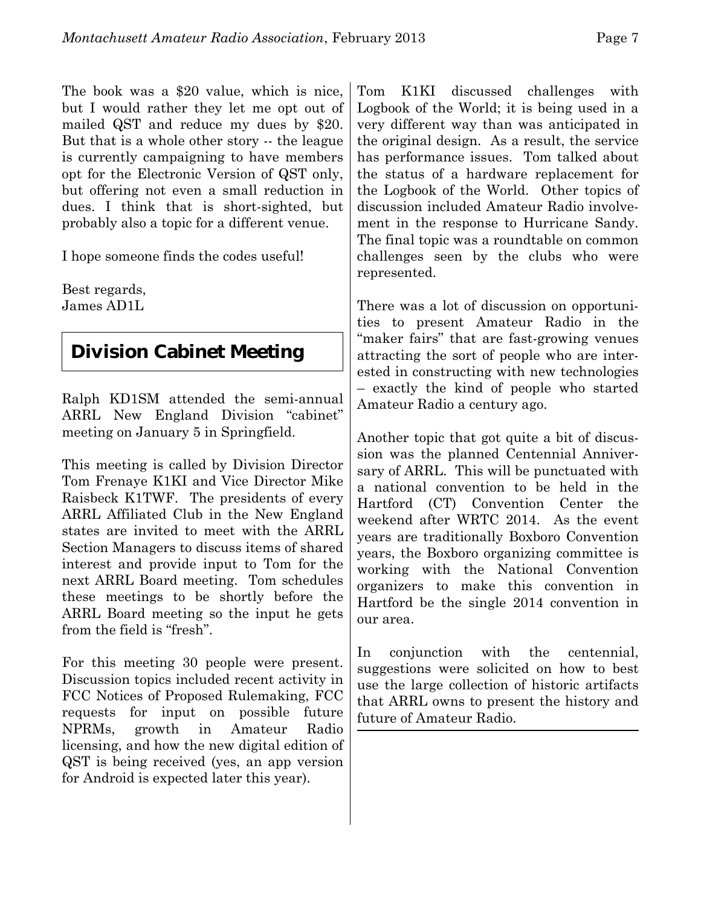The book was a $20 value, which is nice, but I would rather they let me opt out of mailed QST and reduce my dues by $20. But that is a whole other story -- the league is currently campaigning to have members opt for the Electronic Version of QST only, but offering not even a small reduction in dues. I think that is short-sighted, but probably also a topic for a different venue.

I hope someone finds the codes useful!

Best regards,
James AD1L

## Division Cabinet Meeting

Ralph KD1SM attended the semi-annual ARRL New England Division "cabinet" meeting on January 5 in Springfield.

This meeting is called by Division Director Tom Frenaye K1KI and Vice Director Mike Raisbeck K1TWF. The presidents of every ARRL Affiliated Club in the New England states are invited to meet with the ARRL Section Managers to discuss items of shared interest and provide input to Tom for the next ARRL Board meeting. Tom schedules these meetings to be shortly before the ARRL Board meeting so the input he gets from the field is "fresh".

For this meeting 30 people were present. Discussion topics included recent activity in FCC Notices of Proposed Rulemaking, FCC requests for input on possible future NPRMs, growth in Amateur Radio licensing, and how the new digital edition of QST is being received (yes, an app version for Android is expected later this year).

Tom K1KI discussed challenges with Logbook of the World; it is being used in a very different way than was anticipated in the original design. As a result, the service has performance issues. Tom talked about the status of a hardware replacement for the Logbook of the World. Other topics of discussion included Amateur Radio involvement in the response to Hurricane Sandy. The final topic was a roundtable on common challenges seen by the clubs who were represented.

There was a lot of discussion on opportunities to present Amateur Radio in the "maker fairs" that are fast-growing venues attracting the sort of people who are interested in constructing with new technologies – exactly the kind of people who started Amateur Radio a century ago.

Another topic that got quite a bit of discussion was the planned Centennial Anniversary of ARRL. This will be punctuated with a national convention to be held in the Hartford (CT) Convention Center the weekend after WRTC 2014. As the event years are traditionally Boxboro Convention years, the Boxboro organizing committee is working with the National Convention organizers to make this convention in Hartford be the single 2014 convention in our area.

In conjunction with the centennial, suggestions were solicited on how to best use the large collection of historic artifacts that ARRL owns to present the history and future of Amateur Radio.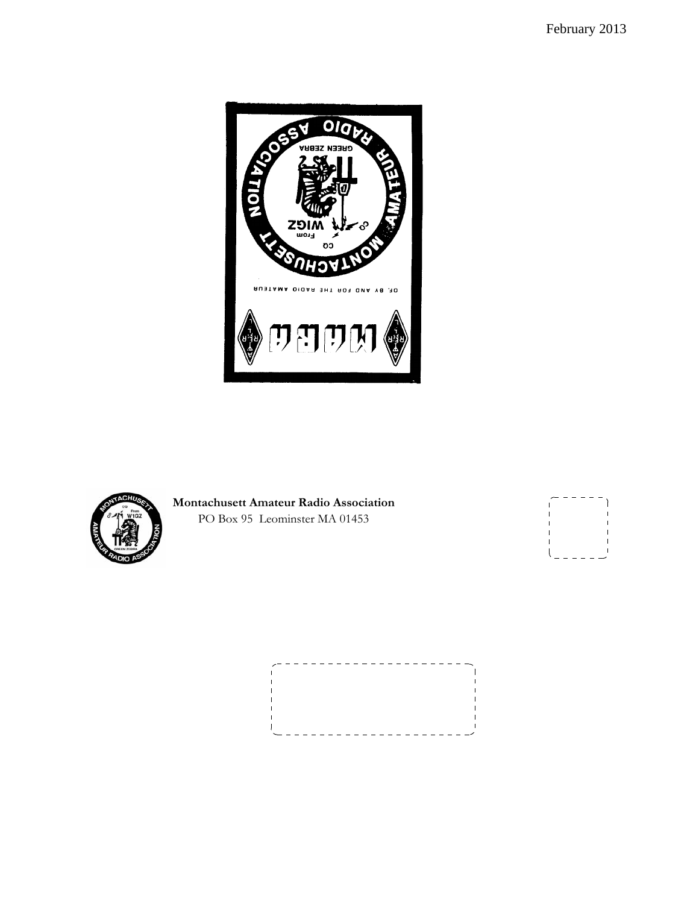**Montachusett Amateur Radio Association**

PO Box 95 Leominster MA 01453